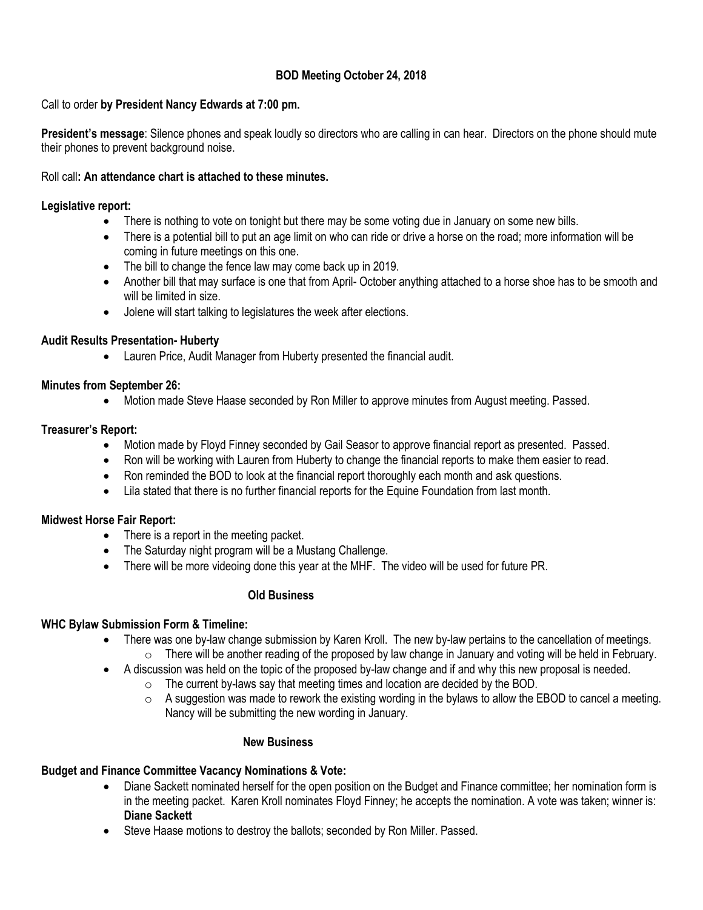## BOD Meeting October 24, 2018

Call to order **by President Nancy Edwards at 7:00 pm.**

**President's message**: Silence phones and speak loudly so directors who are calling in can hear. Directors on the phone should mute their phones to prevent background noise.

Roll call**: An attendance chart is attached to these minutes.**

**Legislative report:**

- There is nothing to vote on tonight but there may be some voting due in January on some new bills.
- There is a potential bill to put an age limit on who can ride or drive a horse on the road; more information will be coming in future meetings on this one.
- The bill to change the fence law may come back up in 2019.
- Another bill that may surface is one that from April- October anything attached to a horse shoe has to be smooth and will be limited in size.
- Jolene will start talking to legislatures the week after elections.

**Audit Results Presentation- Huberty**

- Lauren Price, Audit Manager from Huberty presented the financial audit.

**Minutes from September 26:**

- Motion made Steve Haase seconded by Ron Miller to approve minutes from August meeting. Passed.

**Treasurer's Report:**

- Motion made by Floyd Finney seconded by Gail Seasor to approve financial report as presented. Passed.
- Ron will be working with Lauren from Huberty to change the financial reports to make them easier to read.
- Ron reminded the BOD to look at the financial report thoroughly each month and ask questions.
- Lila stated that there is no further financial reports for the Equine Foundation from last month.

**Midwest Horse Fair Report:**

- There is a report in the meeting packet.
- The Saturday night program will be a Mustang Challenge.
- There will be more videoing done this year at the MHF. The video will be used for future PR.

### Old Business

**WHC Bylaw Submission Form & Timeline:**

- There was one by-law change submission by Karen Kroll. The new by-law pertains to the cancellation of meetings.
  - There will be another reading of the proposed by law change in January and voting will be held in February.
- A discussion was held on the topic of the proposed by-law change and if and why this new proposal is needed.
  - The current by-laws say that meeting times and location are decided by the BOD.
  - A suggestion was made to rework the existing wording in the bylaws to allow the EBOD to cancel a meeting. Nancy will be submitting the new wording in January.

### New Business

**Budget and Finance Committee Vacancy Nominations & Vote:**

- Diane Sackett nominated herself for the open position on the Budget and Finance committee; her nomination form is in the meeting packet. Karen Kroll nominates Floyd Finney; he accepts the nomination. A vote was taken; winner is: **Diane Sackett**
- Steve Haase motions to destroy the ballots; seconded by Ron Miller. Passed.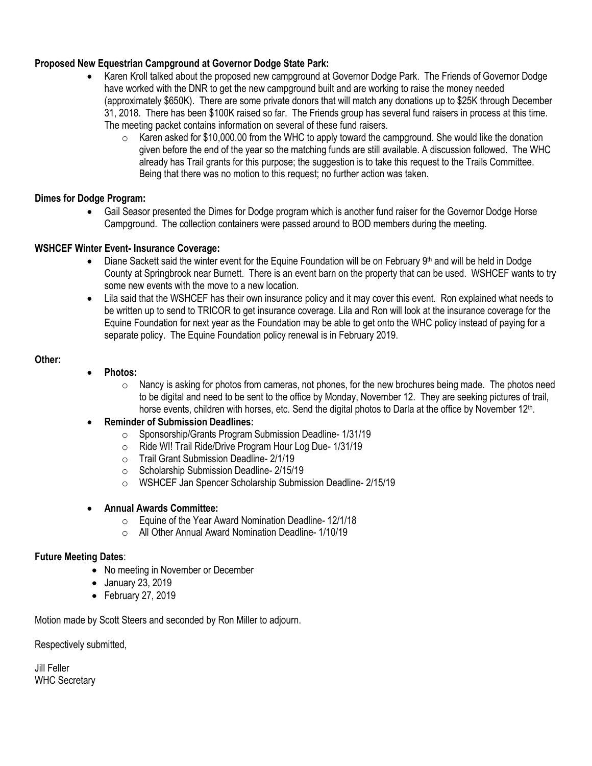**Proposed New Equestrian Campground at Governor Dodge State Park:**

- Karen Kroll talked about the proposed new campground at Governor Dodge Park. The Friends of Governor Dodge have worked with the DNR to get the new campground built and are working to raise the money needed (approximately $650K). There are some private donors that will match any donations up to $25K through December 31, 2018. There has been $100K raised so far. The Friends group has several fund raisers in process at this time. The meeting packet contains information on several of these fund raisers.
  - Karen asked for $10,000.00 from the WHC to apply toward the campground. She would like the donation given before the end of the year so the matching funds are still available. A discussion followed. The WHC already has Trail grants for this purpose; the suggestion is to take this request to the Trails Committee. Being that there was no motion to this request; no further action was taken.

**Dimes for Dodge Program:**

- Gail Seasor presented the Dimes for Dodge program which is another fund raiser for the Governor Dodge Horse Campground. The collection containers were passed around to BOD members during the meeting.

**WSHCEF Winter Event- Insurance Coverage:**

- Diane Sackett said the winter event for the Equine Foundation will be on February 9th and will be held in Dodge County at Springbrook near Burnett. There is an event barn on the property that can be used. WSHCEF wants to try some new events with the move to a new location.
- Lila said that the WSHCEF has their own insurance policy and it may cover this event. Ron explained what needs to be written up to send to TRICOR to get insurance coverage. Lila and Ron will look at the insurance coverage for the Equine Foundation for next year as the Foundation may be able to get onto the WHC policy instead of paying for a separate policy. The Equine Foundation policy renewal is in February 2019.

**Other:**

- **Photos:**
  - Nancy is asking for photos from cameras, not phones, for the new brochures being made. The photos need to be digital and need to be sent to the office by Monday, November 12. They are seeking pictures of trail, horse events, children with horses, etc. Send the digital photos to Darla at the office by November 12th.
- **Reminder of Submission Deadlines:**
  - Sponsorship/Grants Program Submission Deadline- 1/31/19
  - Ride WI! Trail Ride/Drive Program Hour Log Due- 1/31/19
  - Trail Grant Submission Deadline- 2/1/19
  - Scholarship Submission Deadline- 2/15/19
  - WSHCEF Jan Spencer Scholarship Submission Deadline- 2/15/19
- **Annual Awards Committee:**
  - Equine of the Year Award Nomination Deadline- 12/1/18
  - All Other Annual Award Nomination Deadline- 1/10/19

**Future Meeting Dates**:

- No meeting in November or December
- January 23, 2019
- February 27, 2019

Motion made by Scott Steers and seconded by Ron Miller to adjourn.

Respectively submitted,

Jill Feller
WHC Secretary